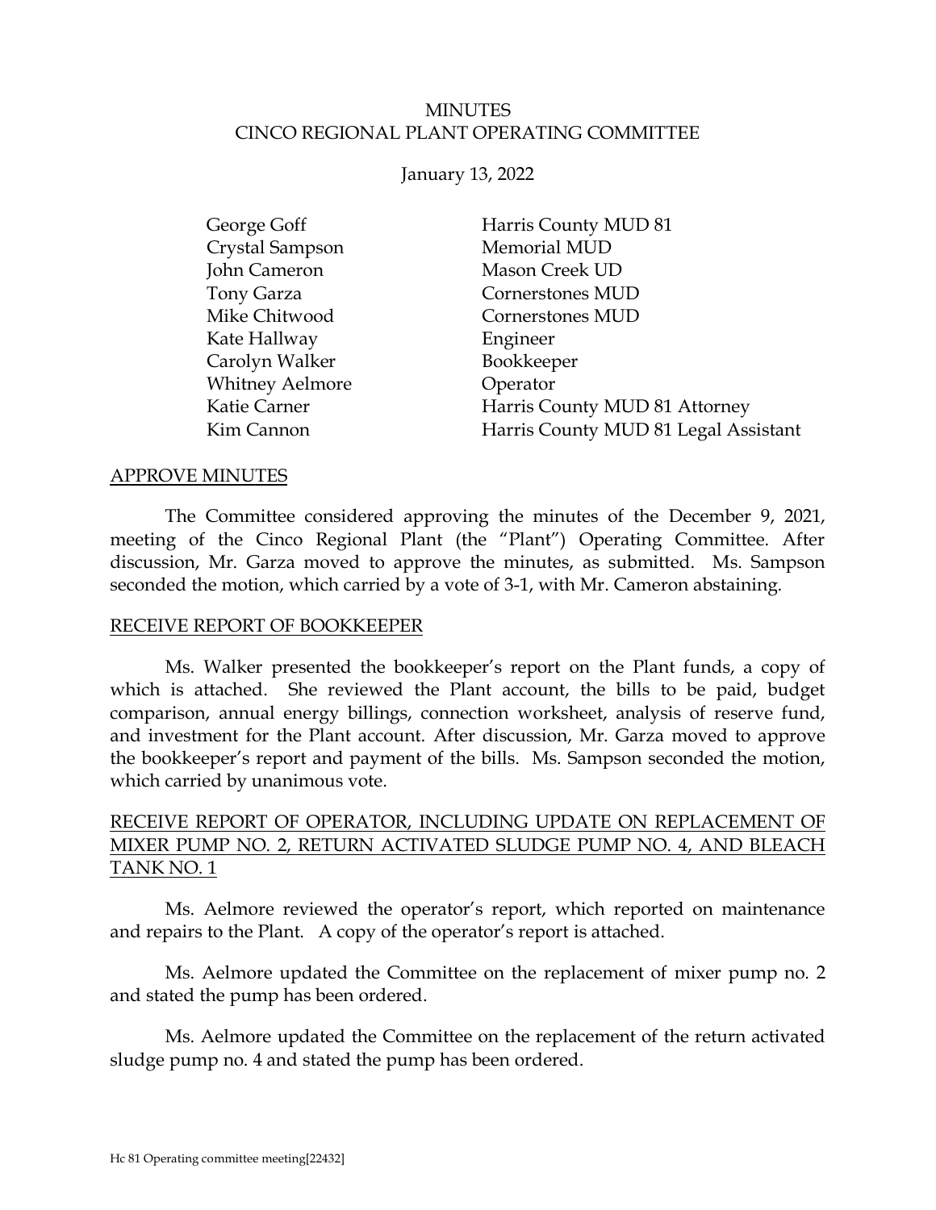# MINUTES
# CINCO REGIONAL PLANT OPERATING COMMITTEE

January 13, 2022

| | |
|---|---|
| George Goff | Harris County MUD 81 |
| Crystal Sampson | Memorial MUD |
| John Cameron | Mason Creek UD |
| Tony Garza | Cornerstones MUD |
| Mike Chitwood | Cornerstones MUD |
| Kate Hallway | Engineer |
| Carolyn Walker | Bookkeeper |
| Whitney Aelmore | Operator |
| Katie Carner | Harris County MUD 81 Attorney |
| Kim Cannon | Harris County MUD 81 Legal Assistant |

## APPROVE MINUTES

The Committee considered approving the minutes of the December 9, 2021, meeting of the Cinco Regional Plant (the "Plant") Operating Committee. After discussion, Mr. Garza moved to approve the minutes, as submitted. Ms. Sampson seconded the motion, which carried by a vote of 3-1, with Mr. Cameron abstaining.

## RECEIVE REPORT OF BOOKKEEPER

Ms. Walker presented the bookkeeper's report on the Plant funds, a copy of which is attached. She reviewed the Plant account, the bills to be paid, budget comparison, annual energy billings, connection worksheet, analysis of reserve fund, and investment for the Plant account. After discussion, Mr. Garza moved to approve the bookkeeper's report and payment of the bills. Ms. Sampson seconded the motion, which carried by unanimous vote.

## RECEIVE REPORT OF OPERATOR, INCLUDING UPDATE ON REPLACEMENT OF MIXER PUMP NO. 2, RETURN ACTIVATED SLUDGE PUMP NO. 4, AND BLEACH TANK NO. 1

Ms. Aelmore reviewed the operator's report, which reported on maintenance and repairs to the Plant. A copy of the operator's report is attached.

Ms. Aelmore updated the Committee on the replacement of mixer pump no. 2 and stated the pump has been ordered.

Ms. Aelmore updated the Committee on the replacement of the return activated sludge pump no. 4 and stated the pump has been ordered.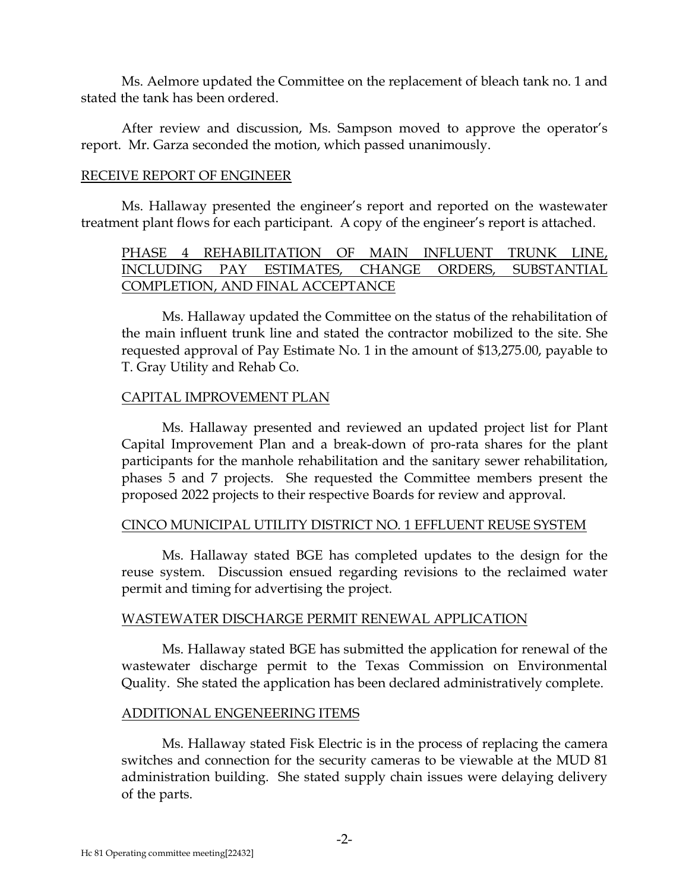Ms. Aelmore updated the Committee on the replacement of bleach tank no. 1 and stated the tank has been ordered.

After review and discussion, Ms. Sampson moved to approve the operator's report. Mr. Garza seconded the motion, which passed unanimously.

## RECEIVE REPORT OF ENGINEER

Ms. Hallaway presented the engineer's report and reported on the wastewater treatment plant flows for each participant. A copy of the engineer's report is attached.

### PHASE 4 REHABILITATION OF MAIN INFLUENT TRUNK LINE, INCLUDING PAY ESTIMATES, CHANGE ORDERS, SUBSTANTIAL COMPLETION, AND FINAL ACCEPTANCE

Ms. Hallaway updated the Committee on the status of the rehabilitation of the main influent trunk line and stated the contractor mobilized to the site. She requested approval of Pay Estimate No. 1 in the amount of $13,275.00, payable to T. Gray Utility and Rehab Co.

### CAPITAL IMPROVEMENT PLAN

Ms. Hallaway presented and reviewed an updated project list for Plant Capital Improvement Plan and a break-down of pro-rata shares for the plant participants for the manhole rehabilitation and the sanitary sewer rehabilitation, phases 5 and 7 projects. She requested the Committee members present the proposed 2022 projects to their respective Boards for review and approval.

### CINCO MUNICIPAL UTILITY DISTRICT NO. 1 EFFLUENT REUSE SYSTEM

Ms. Hallaway stated BGE has completed updates to the design for the reuse system. Discussion ensued regarding revisions to the reclaimed water permit and timing for advertising the project.

### WASTEWATER DISCHARGE PERMIT RENEWAL APPLICATION

Ms. Hallaway stated BGE has submitted the application for renewal of the wastewater discharge permit to the Texas Commission on Environmental Quality. She stated the application has been declared administratively complete.

### ADDITIONAL ENGINEERING ITEMS

Ms. Hallaway stated Fisk Electric is in the process of replacing the camera switches and connection for the security cameras to be viewable at the MUD 81 administration building. She stated supply chain issues were delaying delivery of the parts.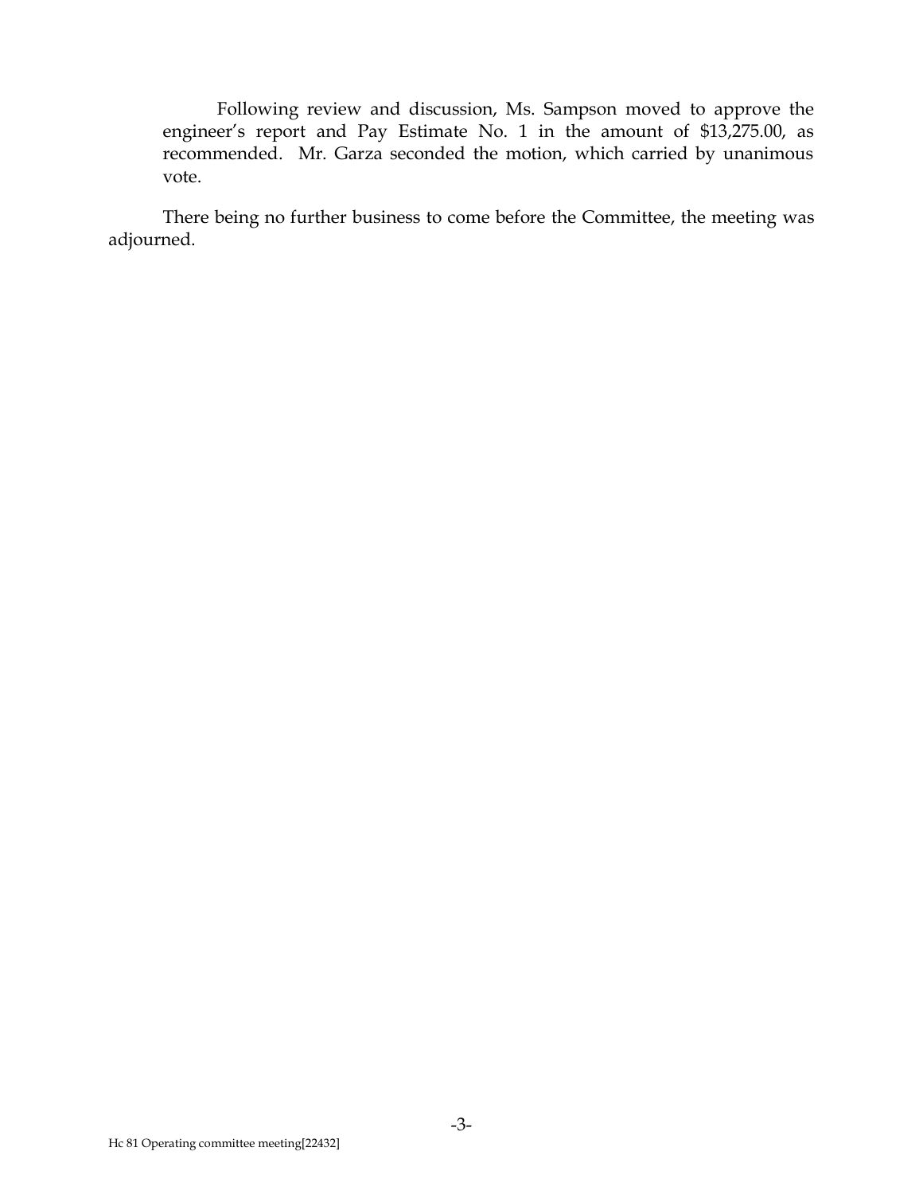Following review and discussion, Ms. Sampson moved to approve the engineer's report and Pay Estimate No. 1 in the amount of $13,275.00, as recommended. Mr. Garza seconded the motion, which carried by unanimous vote.

There being no further business to come before the Committee, the meeting was adjourned.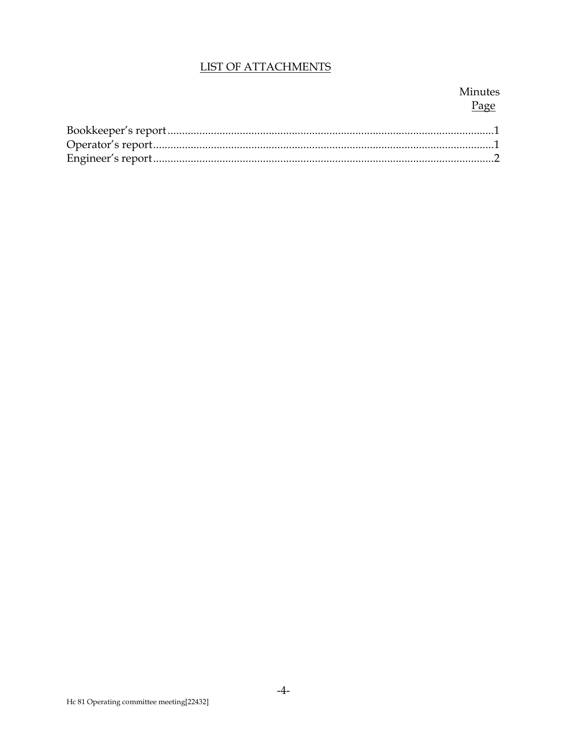## LIST OF ATTACHMENTS

| | Minutes Page |
|---|---|
| Bookkeeper's report | 1 |
| Operator's report | 1 |
| Engineer's report | 2 |